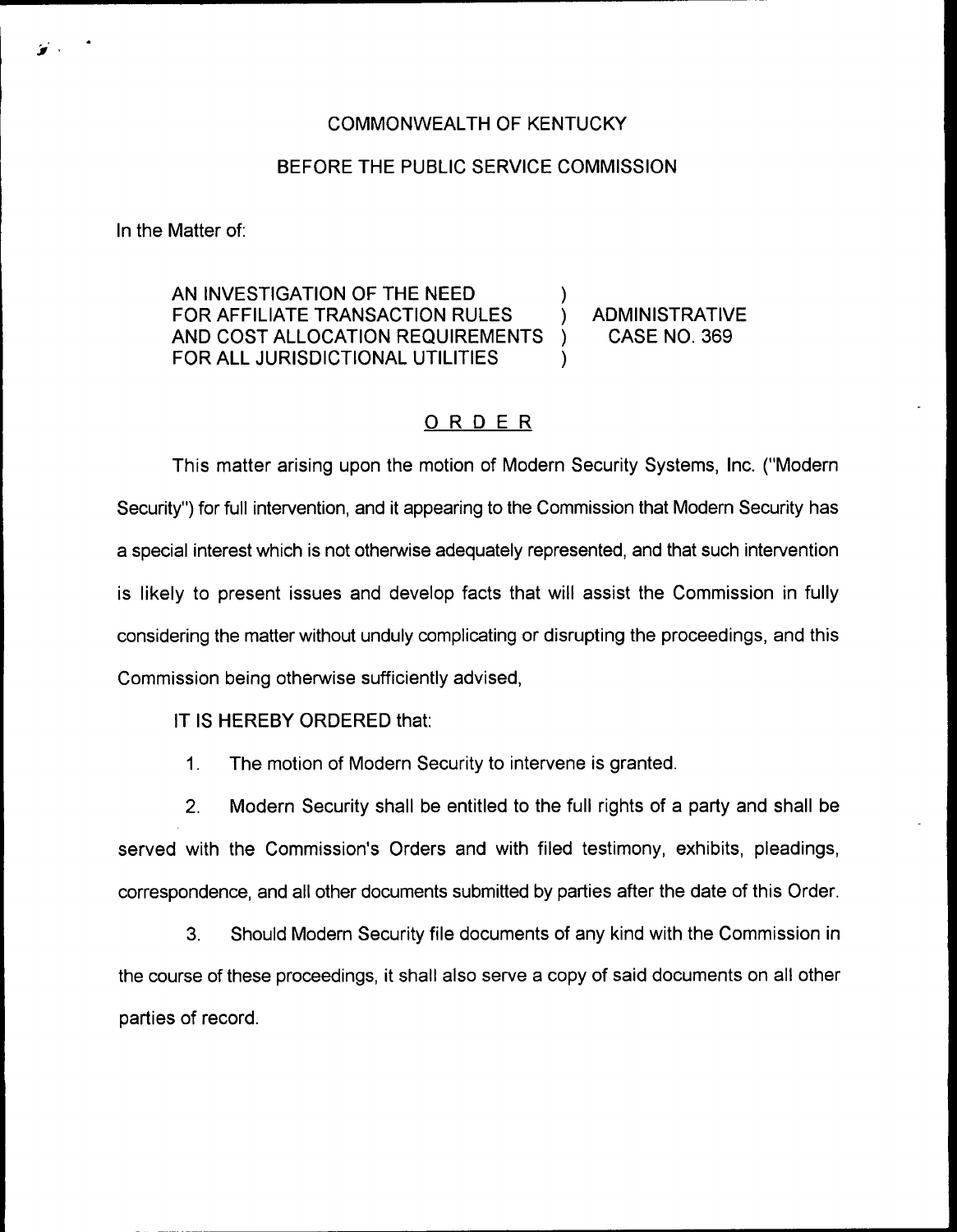COMMONWEALTH OF KENTUCKY

BEFORE THE PUBLIC SERVICE COMMISSION

In the Matter of:

AN INVESTIGATION OF THE NEED FOR AFFILIATE TRANSACTION RULES AND COST ALLOCATION REQUIREMENTS FOR ALL JURISDICTIONAL UTILITIES ) ADMINISTRATIVE CASE NO. 369

## ORDER

This matter arising upon the motion of Modern Security Systems, Inc. ("Modern Security") for full intervention, and it appearing to the Commission that Modern Security has a special interest which is not otherwise adequately represented, and that such intervention is likely to present issues and develop facts that will assist the Commission in fully considering the matter without unduly complicating or disrupting the proceedings, and this Commission being otherwise sufficiently advised,

IT IS HEREBY ORDERED that:

1. The motion of Modern Security to intervene is granted.

2. Modern Security shall be entitled to the full rights of a party and shall be served with the Commission's Orders and with filed testimony, exhibits, pleadings, correspondence, and all other documents submitted by parties after the date of this Order.

3. Should Modern Security file documents of any kind with the Commission in the course of these proceedings, it shall also serve a copy of said documents on all other parties of record.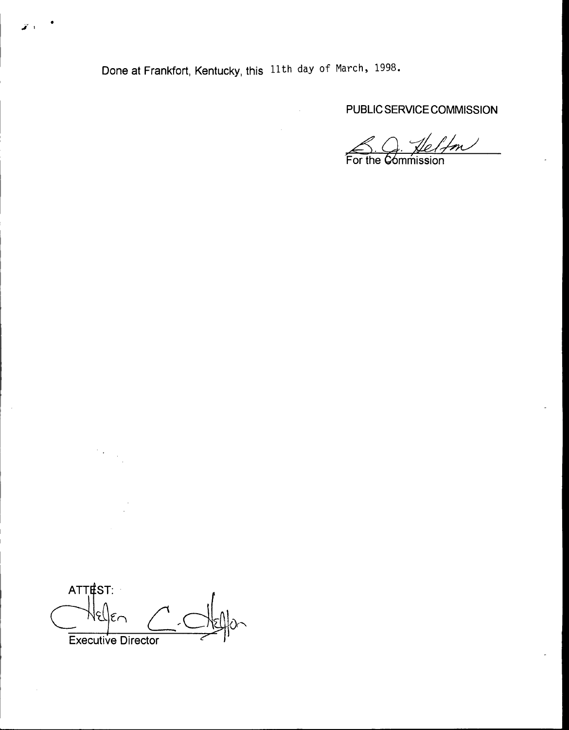Done at Frankfort, Kentucky, this 11th day of March, 1998.

PUBLIC SERVICE COMMISSION

For the Commission

ATTEST:

Executive Director